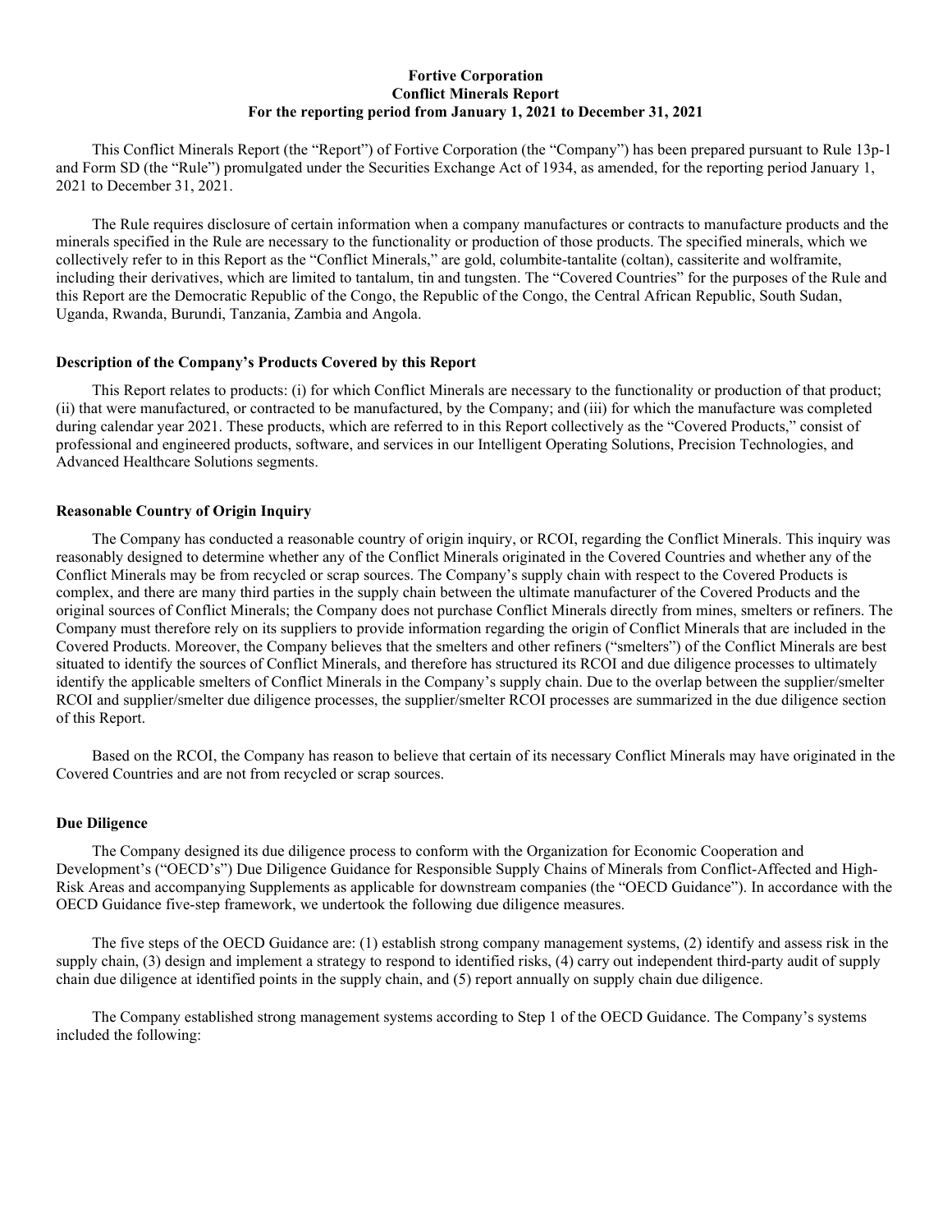# Fortive Corporation
## Conflict Minerals Report
### For the reporting period from January 1, 2021 to December 31, 2021

This Conflict Minerals Report (the "Report") of Fortive Corporation (the "Company") has been prepared pursuant to Rule 13p-1 and Form SD (the "Rule") promulgated under the Securities Exchange Act of 1934, as amended, for the reporting period January 1, 2021 to December 31, 2021.

The Rule requires disclosure of certain information when a company manufactures or contracts to manufacture products and the minerals specified in the Rule are necessary to the functionality or production of those products. The specified minerals, which we collectively refer to in this Report as the "Conflict Minerals," are gold, columbite-tantalite (coltan), cassiterite and wolframite, including their derivatives, which are limited to tantalum, tin and tungsten. The "Covered Countries" for the purposes of the Rule and this Report are the Democratic Republic of the Congo, the Republic of the Congo, the Central African Republic, South Sudan, Uganda, Rwanda, Burundi, Tanzania, Zambia and Angola.

**Description of the Company's Products Covered by this Report**

This Report relates to products: (i) for which Conflict Minerals are necessary to the functionality or production of that product; (ii) that were manufactured, or contracted to be manufactured, by the Company; and (iii) for which the manufacture was completed during calendar year 2021. These products, which are referred to in this Report collectively as the "Covered Products," consist of professional and engineered products, software, and services in our Intelligent Operating Solutions, Precision Technologies, and Advanced Healthcare Solutions segments.

**Reasonable Country of Origin Inquiry**

The Company has conducted a reasonable country of origin inquiry, or RCOI, regarding the Conflict Minerals. This inquiry was reasonably designed to determine whether any of the Conflict Minerals originated in the Covered Countries and whether any of the Conflict Minerals may be from recycled or scrap sources. The Company's supply chain with respect to the Covered Products is complex, and there are many third parties in the supply chain between the ultimate manufacturer of the Covered Products and the original sources of Conflict Minerals; the Company does not purchase Conflict Minerals directly from mines, smelters or refiners. The Company must therefore rely on its suppliers to provide information regarding the origin of Conflict Minerals that are included in the Covered Products. Moreover, the Company believes that the smelters and other refiners ("smelters") of the Conflict Minerals are best situated to identify the sources of Conflict Minerals, and therefore has structured its RCOI and due diligence processes to ultimately identify the applicable smelters of Conflict Minerals in the Company's supply chain. Due to the overlap between the supplier/smelter RCOI and supplier/smelter due diligence processes, the supplier/smelter RCOI processes are summarized in the due diligence section of this Report.

Based on the RCOI, the Company has reason to believe that certain of its necessary Conflict Minerals may have originated in the Covered Countries and are not from recycled or scrap sources.

**Due Diligence**

The Company designed its due diligence process to conform with the Organization for Economic Cooperation and Development's ("OECD's") Due Diligence Guidance for Responsible Supply Chains of Minerals from Conflict-Affected and High-Risk Areas and accompanying Supplements as applicable for downstream companies (the "OECD Guidance"). In accordance with the OECD Guidance five-step framework, we undertook the following due diligence measures.

The five steps of the OECD Guidance are: (1) establish strong company management systems, (2) identify and assess risk in the supply chain, (3) design and implement a strategy to respond to identified risks, (4) carry out independent third-party audit of supply chain due diligence at identified points in the supply chain, and (5) report annually on supply chain due diligence.

The Company established strong management systems according to Step 1 of the OECD Guidance. The Company's systems included the following: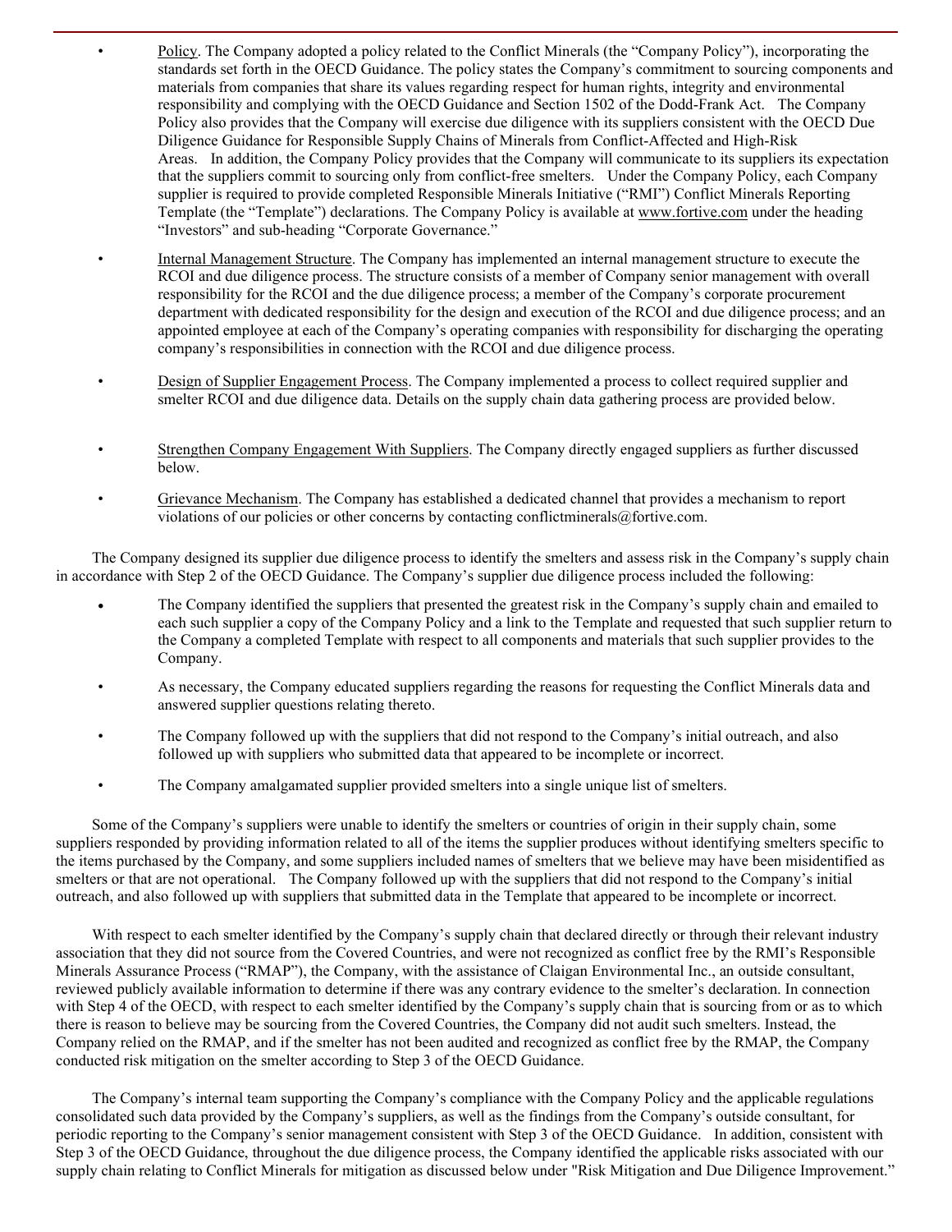- Policy. The Company adopted a policy related to the Conflict Minerals (the "Company Policy"), incorporating the standards set forth in the OECD Guidance. The policy states the Company's commitment to sourcing components and materials from companies that share its values regarding respect for human rights, integrity and environmental responsibility and complying with the OECD Guidance and Section 1502 of the Dodd-Frank Act. The Company Policy also provides that the Company will exercise due diligence with its suppliers consistent with the OECD Due Diligence Guidance for Responsible Supply Chains of Minerals from Conflict-Affected and High-Risk Areas. In addition, the Company Policy provides that the Company will communicate to its suppliers its expectation that the suppliers commit to sourcing only from conflict-free smelters. Under the Company Policy, each Company supplier is required to provide completed Responsible Minerals Initiative ("RMI") Conflict Minerals Reporting Template (the "Template") declarations. The Company Policy is available at www.fortive.com under the heading "Investors" and sub-heading "Corporate Governance."
- Internal Management Structure. The Company has implemented an internal management structure to execute the RCOI and due diligence process. The structure consists of a member of Company senior management with overall responsibility for the RCOI and the due diligence process; a member of the Company's corporate procurement department with dedicated responsibility for the design and execution of the RCOI and due diligence process; and an appointed employee at each of the Company's operating companies with responsibility for discharging the operating company's responsibilities in connection with the RCOI and due diligence process.
- Design of Supplier Engagement Process. The Company implemented a process to collect required supplier and smelter RCOI and due diligence data. Details on the supply chain data gathering process are provided below.
- Strengthen Company Engagement With Suppliers. The Company directly engaged suppliers as further discussed below.
- Grievance Mechanism. The Company has established a dedicated channel that provides a mechanism to report violations of our policies or other concerns by contacting conflictminerals@fortive.com.

The Company designed its supplier due diligence process to identify the smelters and assess risk in the Company's supply chain in accordance with Step 2 of the OECD Guidance. The Company's supplier due diligence process included the following:

- The Company identified the suppliers that presented the greatest risk in the Company's supply chain and emailed to each such supplier a copy of the Company Policy and a link to the Template and requested that such supplier return to the Company a completed Template with respect to all components and materials that such supplier provides to the Company.
- As necessary, the Company educated suppliers regarding the reasons for requesting the Conflict Minerals data and answered supplier questions relating thereto.
- The Company followed up with the suppliers that did not respond to the Company's initial outreach, and also followed up with suppliers who submitted data that appeared to be incomplete or incorrect.
- The Company amalgamated supplier provided smelters into a single unique list of smelters.

Some of the Company's suppliers were unable to identify the smelters or countries of origin in their supply chain, some suppliers responded by providing information related to all of the items the supplier produces without identifying smelters specific to the items purchased by the Company, and some suppliers included names of smelters that we believe may have been misidentified as smelters or that are not operational. The Company followed up with the suppliers that did not respond to the Company's initial outreach, and also followed up with suppliers that submitted data in the Template that appeared to be incomplete or incorrect.

With respect to each smelter identified by the Company's supply chain that declared directly or through their relevant industry association that they did not source from the Covered Countries, and were not recognized as conflict free by the RMI's Responsible Minerals Assurance Process ("RMAP"), the Company, with the assistance of Claigan Environmental Inc., an outside consultant, reviewed publicly available information to determine if there was any contrary evidence to the smelter's declaration. In connection with Step 4 of the OECD, with respect to each smelter identified by the Company's supply chain that is sourcing from or as to which there is reason to believe may be sourcing from the Covered Countries, the Company did not audit such smelters. Instead, the Company relied on the RMAP, and if the smelter has not been audited and recognized as conflict free by the RMAP, the Company conducted risk mitigation on the smelter according to Step 3 of the OECD Guidance.

The Company's internal team supporting the Company's compliance with the Company Policy and the applicable regulations consolidated such data provided by the Company's suppliers, as well as the findings from the Company's outside consultant, for periodic reporting to the Company's senior management consistent with Step 3 of the OECD Guidance. In addition, consistent with Step 3 of the OECD Guidance, throughout the due diligence process, the Company identified the applicable risks associated with our supply chain relating to Conflict Minerals for mitigation as discussed below under "Risk Mitigation and Due Diligence Improvement."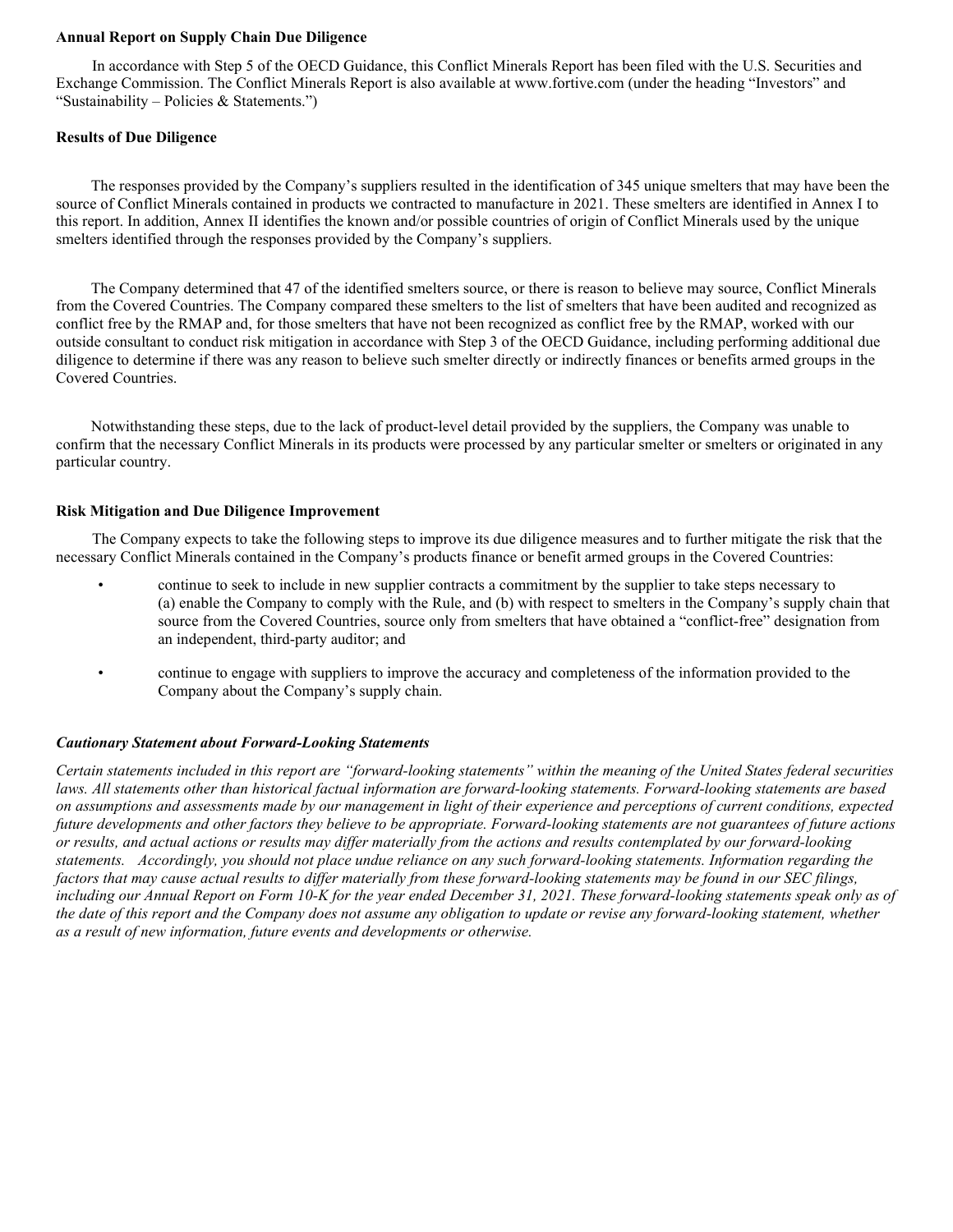**Annual Report on Supply Chain Due Diligence**

In accordance with Step 5 of the OECD Guidance, this Conflict Minerals Report has been filed with the U.S. Securities and Exchange Commission. The Conflict Minerals Report is also available at www.fortive.com (under the heading "Investors" and "Sustainability – Policies & Statements.")

**Results of Due Diligence**

The responses provided by the Company's suppliers resulted in the identification of 345 unique smelters that may have been the source of Conflict Minerals contained in products we contracted to manufacture in 2021. These smelters are identified in Annex I to this report. In addition, Annex II identifies the known and/or possible countries of origin of Conflict Minerals used by the unique smelters identified through the responses provided by the Company's suppliers.

The Company determined that 47 of the identified smelters source, or there is reason to believe may source, Conflict Minerals from the Covered Countries. The Company compared these smelters to the list of smelters that have been audited and recognized as conflict free by the RMAP and, for those smelters that have not been recognized as conflict free by the RMAP, worked with our outside consultant to conduct risk mitigation in accordance with Step 3 of the OECD Guidance, including performing additional due diligence to determine if there was any reason to believe such smelter directly or indirectly finances or benefits armed groups in the Covered Countries.

Notwithstanding these steps, due to the lack of product-level detail provided by the suppliers, the Company was unable to confirm that the necessary Conflict Minerals in its products were processed by any particular smelter or smelters or originated in any particular country.

**Risk Mitigation and Due Diligence Improvement**

The Company expects to take the following steps to improve its due diligence measures and to further mitigate the risk that the necessary Conflict Minerals contained in the Company's products finance or benefit armed groups in the Covered Countries:

- continue to seek to include in new supplier contracts a commitment by the supplier to take steps necessary to (a) enable the Company to comply with the Rule, and (b) with respect to smelters in the Company's supply chain that source from the Covered Countries, source only from smelters that have obtained a "conflict-free" designation from an independent, third-party auditor; and

- continue to engage with suppliers to improve the accuracy and completeness of the information provided to the Company about the Company's supply chain.

***Cautionary Statement about Forward-Looking Statements***

*Certain statements included in this report are "forward-looking statements" within the meaning of the United States federal securities laws. All statements other than historical factual information are forward-looking statements. Forward-looking statements are based on assumptions and assessments made by our management in light of their experience and perceptions of current conditions, expected future developments and other factors they believe to be appropriate. Forward-looking statements are not guarantees of future actions or results, and actual actions or results may differ materially from the actions and results contemplated by our forward-looking statements. Accordingly, you should not place undue reliance on any such forward-looking statements. Information regarding the factors that may cause actual results to differ materially from these forward-looking statements may be found in our SEC filings, including our Annual Report on Form 10-K for the year ended December 31, 2021. These forward-looking statements speak only as of the date of this report and the Company does not assume any obligation to update or revise any forward-looking statement, whether as a result of new information, future events and developments or otherwise.*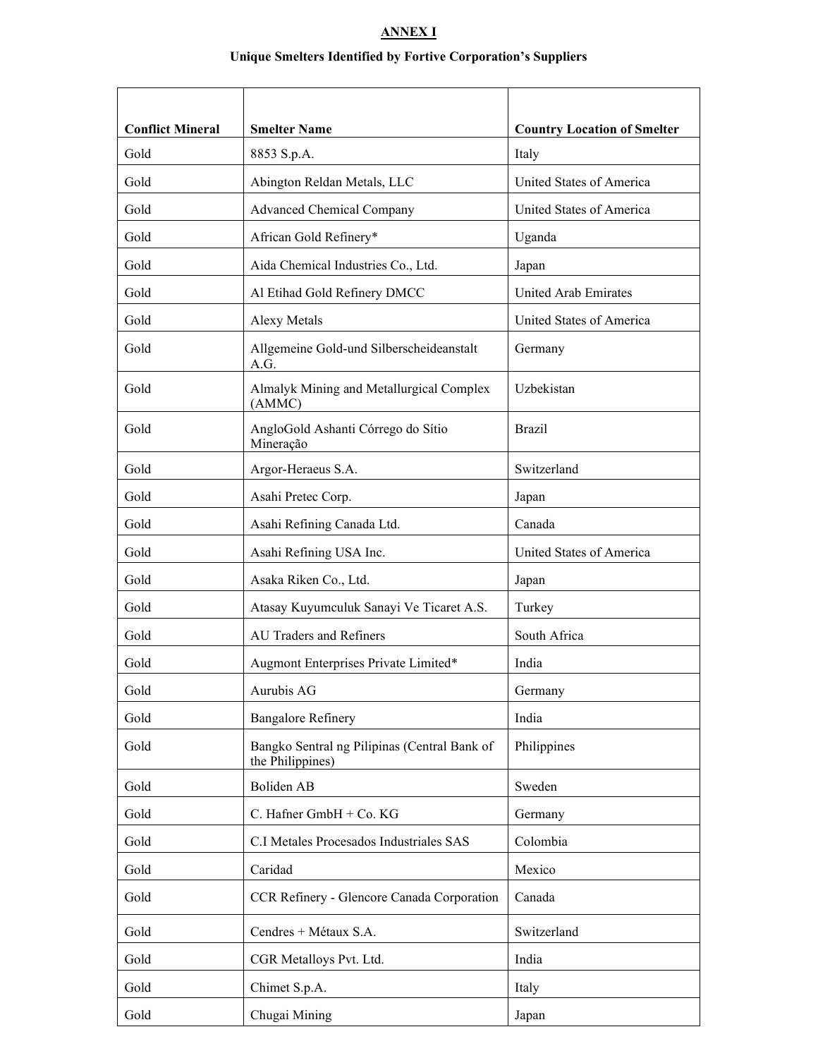**ANNEX I**

**Unique Smelters Identified by Fortive Corporation's Suppliers**

| Conflict Mineral | Smelter Name | Country Location of Smelter |
| --- | --- | --- |
| Gold | 8853 S.p.A. | Italy |
| Gold | Abington Reldan Metals, LLC | United States of America |
| Gold | Advanced Chemical Company | United States of America |
| Gold | African Gold Refinery* | Uganda |
| Gold | Aida Chemical Industries Co., Ltd. | Japan |
| Gold | Al Etihad Gold Refinery DMCC | United Arab Emirates |
| Gold | Alexy Metals | United States of America |
| Gold | Allgemeine Gold-und Silberscheideanstalt A.G. | Germany |
| Gold | Almalyk Mining and Metallurgical Complex (AMMC) | Uzbekistan |
| Gold | AngloGold Ashanti Córrego do Sítio Mineração | Brazil |
| Gold | Argor-Heraeus S.A. | Switzerland |
| Gold | Asahi Pretec Corp. | Japan |
| Gold | Asahi Refining Canada Ltd. | Canada |
| Gold | Asahi Refining USA Inc. | United States of America |
| Gold | Asaka Riken Co., Ltd. | Japan |
| Gold | Atasay Kuyumculuk Sanayi Ve Ticaret A.S. | Turkey |
| Gold | AU Traders and Refiners | South Africa |
| Gold | Augmont Enterprises Private Limited* | India |
| Gold | Aurubis AG | Germany |
| Gold | Bangalore Refinery | India |
| Gold | Bangko Sentral ng Pilipinas (Central Bank of the Philippines) | Philippines |
| Gold | Boliden AB | Sweden |
| Gold | C. Hafner GmbH + Co. KG | Germany |
| Gold | C.I Metales Procesados Industriales SAS | Colombia |
| Gold | Caridad | Mexico |
| Gold | CCR Refinery - Glencore Canada Corporation | Canada |
| Gold | Cendres + Métaux S.A. | Switzerland |
| Gold | CGR Metalloys Pvt. Ltd. | India |
| Gold | Chimet S.p.A. | Italy |
| Gold | Chugai Mining | Japan |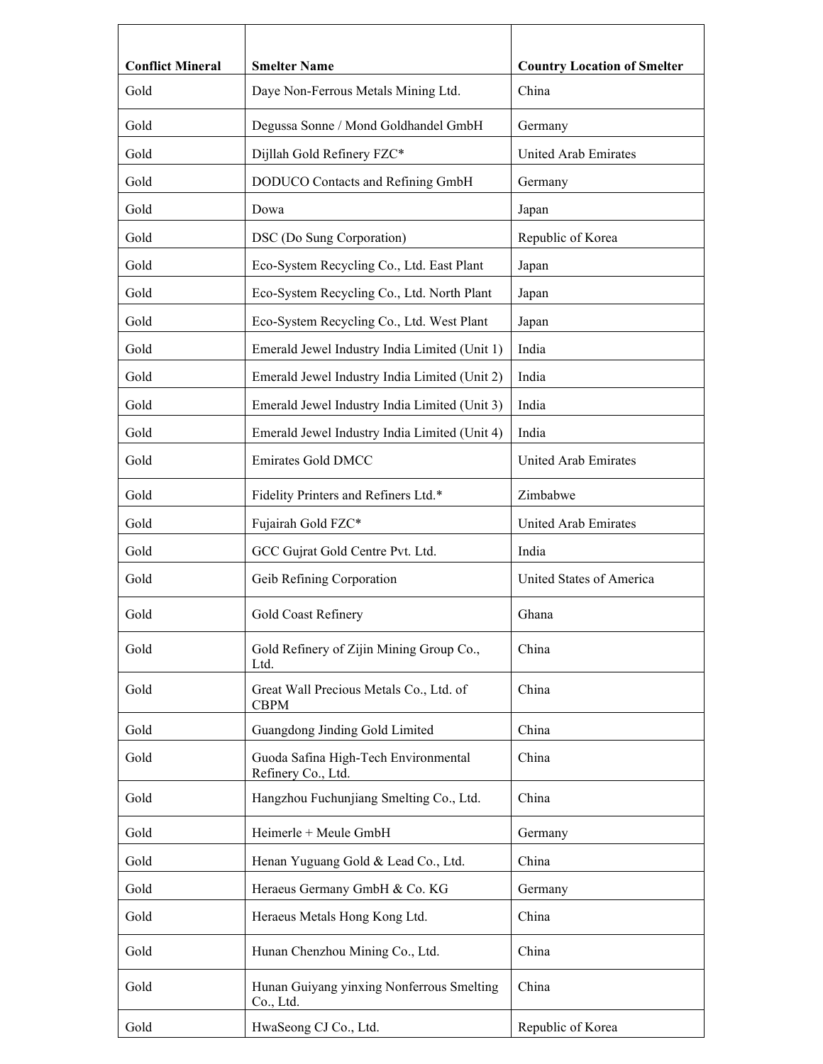| Conflict Mineral | Smelter Name | Country Location of Smelter |
|---|---|---|
| Gold | Daye Non-Ferrous Metals Mining Ltd. | China |
| Gold | Degussa Sonne / Mond Goldhandel GmbH | Germany |
| Gold | Dijllah Gold Refinery FZC* | United Arab Emirates |
| Gold | DODUCO Contacts and Refining GmbH | Germany |
| Gold | Dowa | Japan |
| Gold | DSC (Do Sung Corporation) | Republic of Korea |
| Gold | Eco-System Recycling Co., Ltd. East Plant | Japan |
| Gold | Eco-System Recycling Co., Ltd. North Plant | Japan |
| Gold | Eco-System Recycling Co., Ltd. West Plant | Japan |
| Gold | Emerald Jewel Industry India Limited (Unit 1) | India |
| Gold | Emerald Jewel Industry India Limited (Unit 2) | India |
| Gold | Emerald Jewel Industry India Limited (Unit 3) | India |
| Gold | Emerald Jewel Industry India Limited (Unit 4) | India |
| Gold | Emirates Gold DMCC | United Arab Emirates |
| Gold | Fidelity Printers and Refiners Ltd.* | Zimbabwe |
| Gold | Fujairah Gold FZC* | United Arab Emirates |
| Gold | GCC Gujrat Gold Centre Pvt. Ltd. | India |
| Gold | Geib Refining Corporation | United States of America |
| Gold | Gold Coast Refinery | Ghana |
| Gold | Gold Refinery of Zijin Mining Group Co., Ltd. | China |
| Gold | Great Wall Precious Metals Co., Ltd. of CBPM | China |
| Gold | Guangdong Jinding Gold Limited | China |
| Gold | Guoda Safina High-Tech Environmental Refinery Co., Ltd. | China |
| Gold | Hangzhou Fuchunjiang Smelting Co., Ltd. | China |
| Gold | Heimerle + Meule GmbH | Germany |
| Gold | Henan Yuguang Gold & Lead Co., Ltd. | China |
| Gold | Heraeus Germany GmbH & Co. KG | Germany |
| Gold | Heraeus Metals Hong Kong Ltd. | China |
| Gold | Hunan Chenzhou Mining Co., Ltd. | China |
| Gold | Hunan Guiyang yinxing Nonferrous Smelting Co., Ltd. | China |
| Gold | HwaSeong CJ Co., Ltd. | Republic of Korea |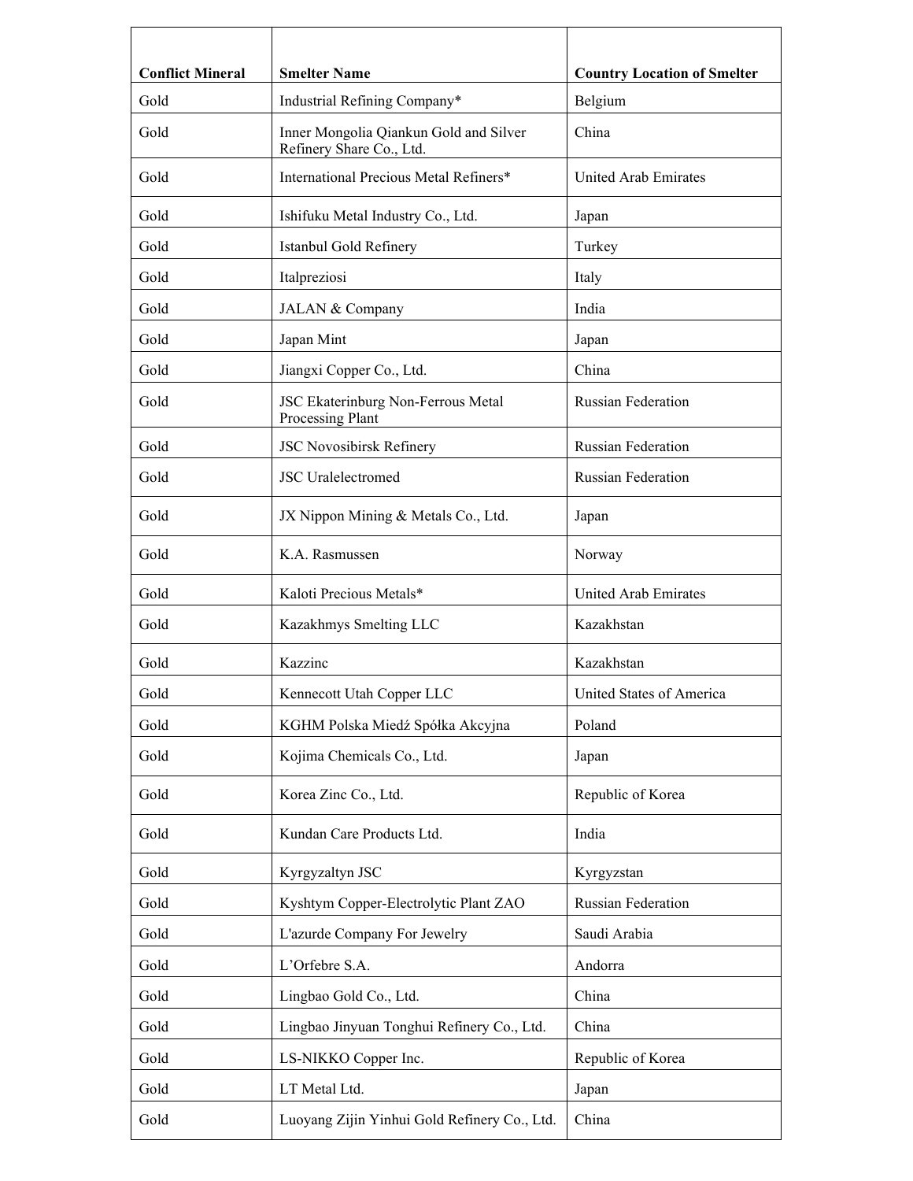| Conflict Mineral | Smelter Name | Country Location of Smelter |
| --- | --- | --- |
| Gold | Industrial Refining Company* | Belgium |
| Gold | Inner Mongolia Qiankun Gold and Silver Refinery Share Co., Ltd. | China |
| Gold | International Precious Metal Refiners* | United Arab Emirates |
| Gold | Ishifuku Metal Industry Co., Ltd. | Japan |
| Gold | Istanbul Gold Refinery | Turkey |
| Gold | Italpreziosi | Italy |
| Gold | JALAN & Company | India |
| Gold | Japan Mint | Japan |
| Gold | Jiangxi Copper Co., Ltd. | China |
| Gold | JSC Ekaterinburg Non-Ferrous Metal Processing Plant | Russian Federation |
| Gold | JSC Novosibirsk Refinery | Russian Federation |
| Gold | JSC Uralelectromed | Russian Federation |
| Gold | JX Nippon Mining & Metals Co., Ltd. | Japan |
| Gold | K.A. Rasmussen | Norway |
| Gold | Kaloti Precious Metals* | United Arab Emirates |
| Gold | Kazakhmys Smelting LLC | Kazakhstan |
| Gold | Kazzinc | Kazakhstan |
| Gold | Kennecott Utah Copper LLC | United States of America |
| Gold | KGHM Polska Miedź Spółka Akcyjna | Poland |
| Gold | Kojima Chemicals Co., Ltd. | Japan |
| Gold | Korea Zinc Co., Ltd. | Republic of Korea |
| Gold | Kundan Care Products Ltd. | India |
| Gold | Kyrgyzaltyn JSC | Kyrgyzstan |
| Gold | Kyshtym Copper-Electrolytic Plant ZAO | Russian Federation |
| Gold | L'azurde Company For Jewelry | Saudi Arabia |
| Gold | L'Orfebre S.A. | Andorra |
| Gold | Lingbao Gold Co., Ltd. | China |
| Gold | Lingbao Jinyuan Tonghui Refinery Co., Ltd. | China |
| Gold | LS-NIKKO Copper Inc. | Republic of Korea |
| Gold | LT Metal Ltd. | Japan |
| Gold | Luoyang Zijin Yinhui Gold Refinery Co., Ltd. | China |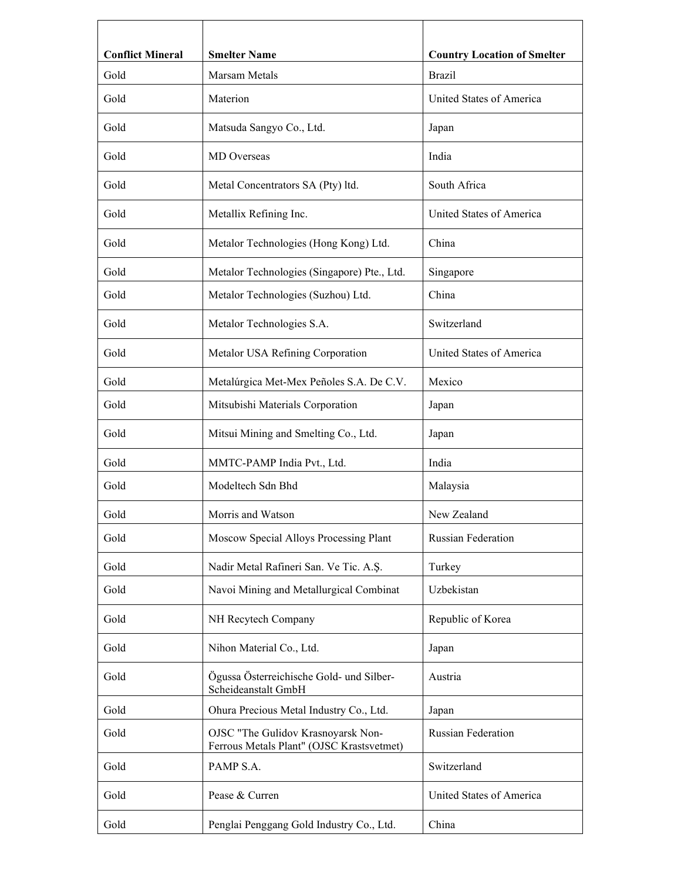| Conflict Mineral | Smelter Name | Country Location of Smelter |
|---|---|---|
| Gold | Marsam Metals | Brazil |
| Gold | Materion | United States of America |
| Gold | Matsuda Sangyo Co., Ltd. | Japan |
| Gold | MD Overseas | India |
| Gold | Metal Concentrators SA (Pty) ltd. | South Africa |
| Gold | Metallix Refining Inc. | United States of America |
| Gold | Metalor Technologies (Hong Kong) Ltd. | China |
| Gold | Metalor Technologies (Singapore) Pte., Ltd. | Singapore |
| Gold | Metalor Technologies (Suzhou) Ltd. | China |
| Gold | Metalor Technologies S.A. | Switzerland |
| Gold | Metalor USA Refining Corporation | United States of America |
| Gold | Metalúrgica Met-Mex Peñoles S.A. De C.V. | Mexico |
| Gold | Mitsubishi Materials Corporation | Japan |
| Gold | Mitsui Mining and Smelting Co., Ltd. | Japan |
| Gold | MMTC-PAMP India Pvt., Ltd. | India |
| Gold | Modeltech Sdn Bhd | Malaysia |
| Gold | Morris and Watson | New Zealand |
| Gold | Moscow Special Alloys Processing Plant | Russian Federation |
| Gold | Nadir Metal Rafineri San. Ve Tic. A.Ş. | Turkey |
| Gold | Navoi Mining and Metallurgical Combinat | Uzbekistan |
| Gold | NH Recytech Company | Republic of Korea |
| Gold | Nihon Material Co., Ltd. | Japan |
| Gold | Ögussa Österreichische Gold- und Silber-Scheideanstalt GmbH | Austria |
| Gold | Ohura Precious Metal Industry Co., Ltd. | Japan |
| Gold | OJSC "The Gulidov Krasnoyarsk Non-Ferrous Metals Plant" (OJSC Krastsvetmet) | Russian Federation |
| Gold | PAMP S.A. | Switzerland |
| Gold | Pease & Curren | United States of America |
| Gold | Penglai Penggang Gold Industry Co., Ltd. | China |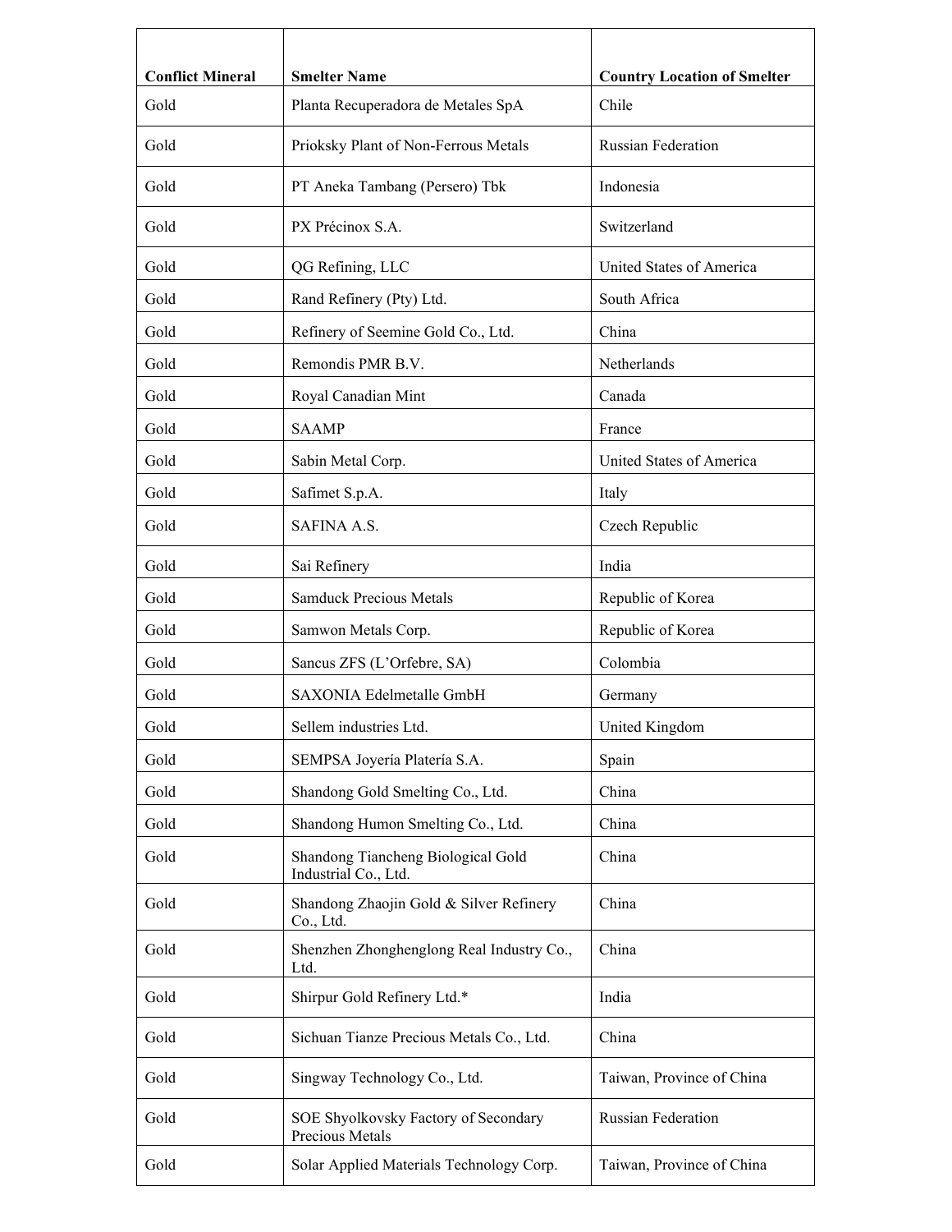| Conflict Mineral | Smelter Name | Country Location of Smelter |
| --- | --- | --- |
| Gold | Planta Recuperadora de Metales SpA | Chile |
| Gold | Prioksky Plant of Non-Ferrous Metals | Russian Federation |
| Gold | PT Aneka Tambang (Persero) Tbk | Indonesia |
| Gold | PX Précinox S.A. | Switzerland |
| Gold | QG Refining, LLC | United States of America |
| Gold | Rand Refinery (Pty) Ltd. | South Africa |
| Gold | Refinery of Seemine Gold Co., Ltd. | China |
| Gold | Remondis PMR B.V. | Netherlands |
| Gold | Royal Canadian Mint | Canada |
| Gold | SAAMP | France |
| Gold | Sabin Metal Corp. | United States of America |
| Gold | Safimet S.p.A. | Italy |
| Gold | SAFINA A.S. | Czech Republic |
| Gold | Sai Refinery | India |
| Gold | Samduck Precious Metals | Republic of Korea |
| Gold | Samwon Metals Corp. | Republic of Korea |
| Gold | Sancus ZFS (L'Orfebre, SA) | Colombia |
| Gold | SAXONIA Edelmetalle GmbH | Germany |
| Gold | Sellem industries Ltd. | United Kingdom |
| Gold | SEMPSA Joyería Platería S.A. | Spain |
| Gold | Shandong Gold Smelting Co., Ltd. | China |
| Gold | Shandong Humon Smelting Co., Ltd. | China |
| Gold | Shandong Tiancheng Biological Gold Industrial Co., Ltd. | China |
| Gold | Shandong Zhaojin Gold & Silver Refinery Co., Ltd. | China |
| Gold | Shenzhen Zhonghenglong Real Industry Co., Ltd. | China |
| Gold | Shirpur Gold Refinery Ltd.* | India |
| Gold | Sichuan Tianze Precious Metals Co., Ltd. | China |
| Gold | Singway Technology Co., Ltd. | Taiwan, Province of China |
| Gold | SOE Shyolkovsky Factory of Secondary Precious Metals | Russian Federation |
| Gold | Solar Applied Materials Technology Corp. | Taiwan, Province of China |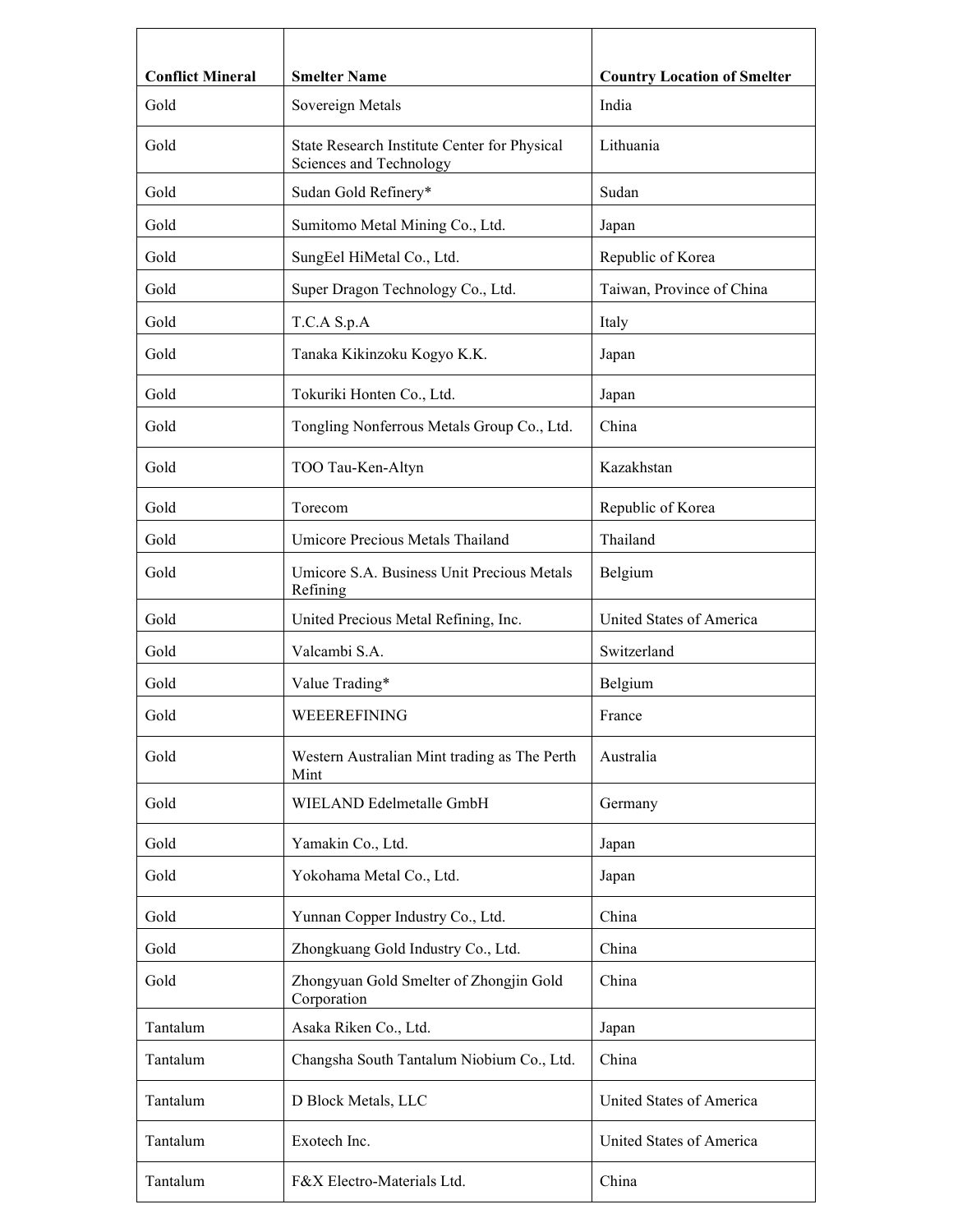| Conflict Mineral | Smelter Name | Country Location of Smelter |
| --- | --- | --- |
| Gold | Sovereign Metals | India |
| Gold | State Research Institute Center for Physical Sciences and Technology | Lithuania |
| Gold | Sudan Gold Refinery* | Sudan |
| Gold | Sumitomo Metal Mining Co., Ltd. | Japan |
| Gold | SungEel HiMetal Co., Ltd. | Republic of Korea |
| Gold | Super Dragon Technology Co., Ltd. | Taiwan, Province of China |
| Gold | T.C.A S.p.A | Italy |
| Gold | Tanaka Kikinzoku Kogyo K.K. | Japan |
| Gold | Tokuriki Honten Co., Ltd. | Japan |
| Gold | Tongling Nonferrous Metals Group Co., Ltd. | China |
| Gold | TOO Tau-Ken-Altyn | Kazakhstan |
| Gold | Torecom | Republic of Korea |
| Gold | Umicore Precious Metals Thailand | Thailand |
| Gold | Umicore S.A. Business Unit Precious Metals Refining | Belgium |
| Gold | United Precious Metal Refining, Inc. | United States of America |
| Gold | Valcambi S.A. | Switzerland |
| Gold | Value Trading* | Belgium |
| Gold | WEEEREFINING | France |
| Gold | Western Australian Mint trading as The Perth Mint | Australia |
| Gold | WIELAND Edelmetalle GmbH | Germany |
| Gold | Yamakin Co., Ltd. | Japan |
| Gold | Yokohama Metal Co., Ltd. | Japan |
| Gold | Yunnan Copper Industry Co., Ltd. | China |
| Gold | Zhongkuang Gold Industry Co., Ltd. | China |
| Gold | Zhongyuan Gold Smelter of Zhongjin Gold Corporation | China |
| Tantalum | Asaka Riken Co., Ltd. | Japan |
| Tantalum | Changsha South Tantalum Niobium Co., Ltd. | China |
| Tantalum | D Block Metals, LLC | United States of America |
| Tantalum | Exotech Inc. | United States of America |
| Tantalum | F&X Electro-Materials Ltd. | China |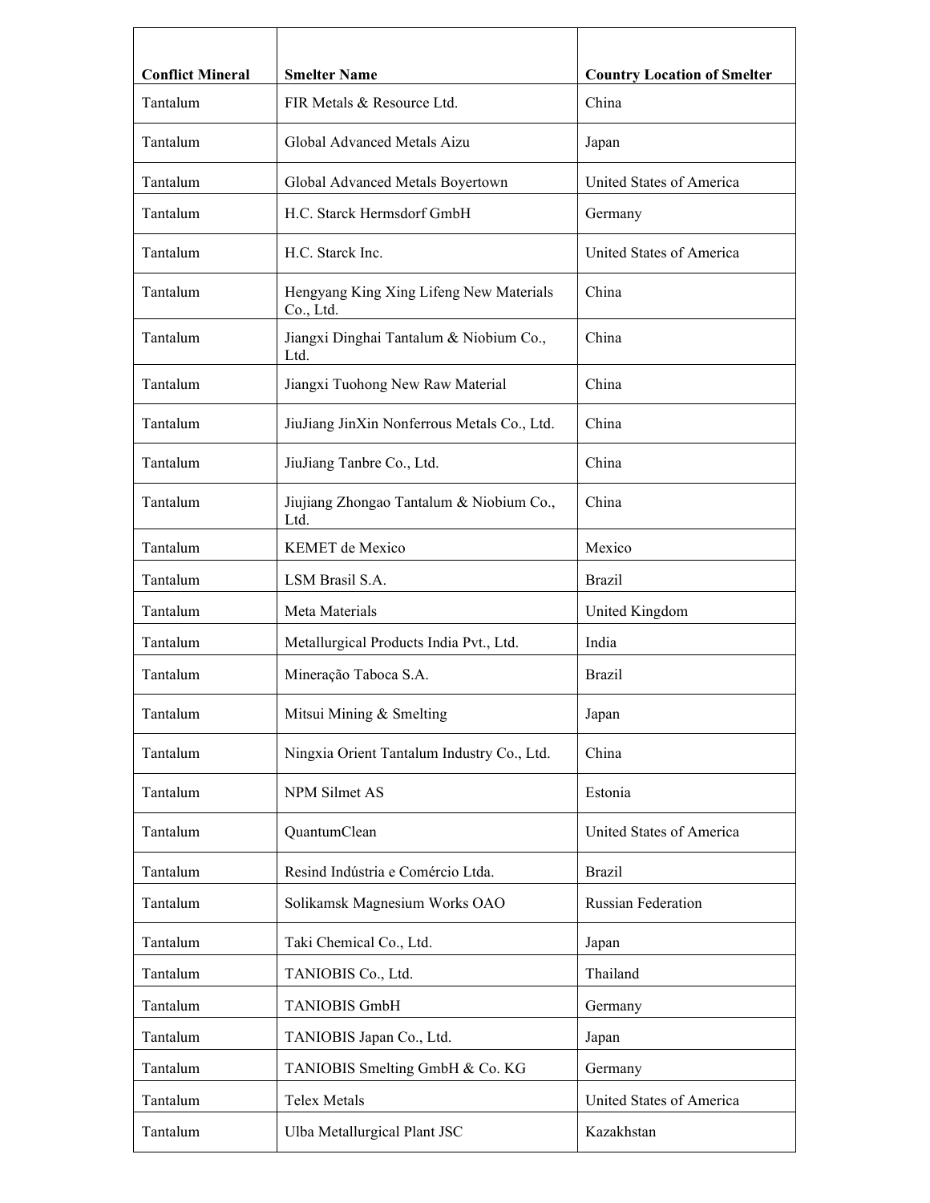| Conflict Mineral | Smelter Name | Country Location of Smelter |
| --- | --- | --- |
| Tantalum | FIR Metals & Resource Ltd. | China |
| Tantalum | Global Advanced Metals Aizu | Japan |
| Tantalum | Global Advanced Metals Boyertown | United States of America |
| Tantalum | H.C. Starck Hermsdorf GmbH | Germany |
| Tantalum | H.C. Starck Inc. | United States of America |
| Tantalum | Hengyang King Xing Lifeng New Materials Co., Ltd. | China |
| Tantalum | Jiangxi Dinghai Tantalum & Niobium Co., Ltd. | China |
| Tantalum | Jiangxi Tuohong New Raw Material | China |
| Tantalum | JiuJiang JinXin Nonferrous Metals Co., Ltd. | China |
| Tantalum | JiuJiang Tanbre Co., Ltd. | China |
| Tantalum | Jiujiang Zhongao Tantalum & Niobium Co., Ltd. | China |
| Tantalum | KEMET de Mexico | Mexico |
| Tantalum | LSM Brasil S.A. | Brazil |
| Tantalum | Meta Materials | United Kingdom |
| Tantalum | Metallurgical Products India Pvt., Ltd. | India |
| Tantalum | Mineração Taboca S.A. | Brazil |
| Tantalum | Mitsui Mining & Smelting | Japan |
| Tantalum | Ningxia Orient Tantalum Industry Co., Ltd. | China |
| Tantalum | NPM Silmet AS | Estonia |
| Tantalum | QuantumClean | United States of America |
| Tantalum | Resind Indústria e Comércio Ltda. | Brazil |
| Tantalum | Solikamsk Magnesium Works OAO | Russian Federation |
| Tantalum | Taki Chemical Co., Ltd. | Japan |
| Tantalum | TANIOBIS Co., Ltd. | Thailand |
| Tantalum | TANIOBIS GmbH | Germany |
| Tantalum | TANIOBIS Japan Co., Ltd. | Japan |
| Tantalum | TANIOBIS Smelting GmbH & Co. KG | Germany |
| Tantalum | Telex Metals | United States of America |
| Tantalum | Ulba Metallurgical Plant JSC | Kazakhstan |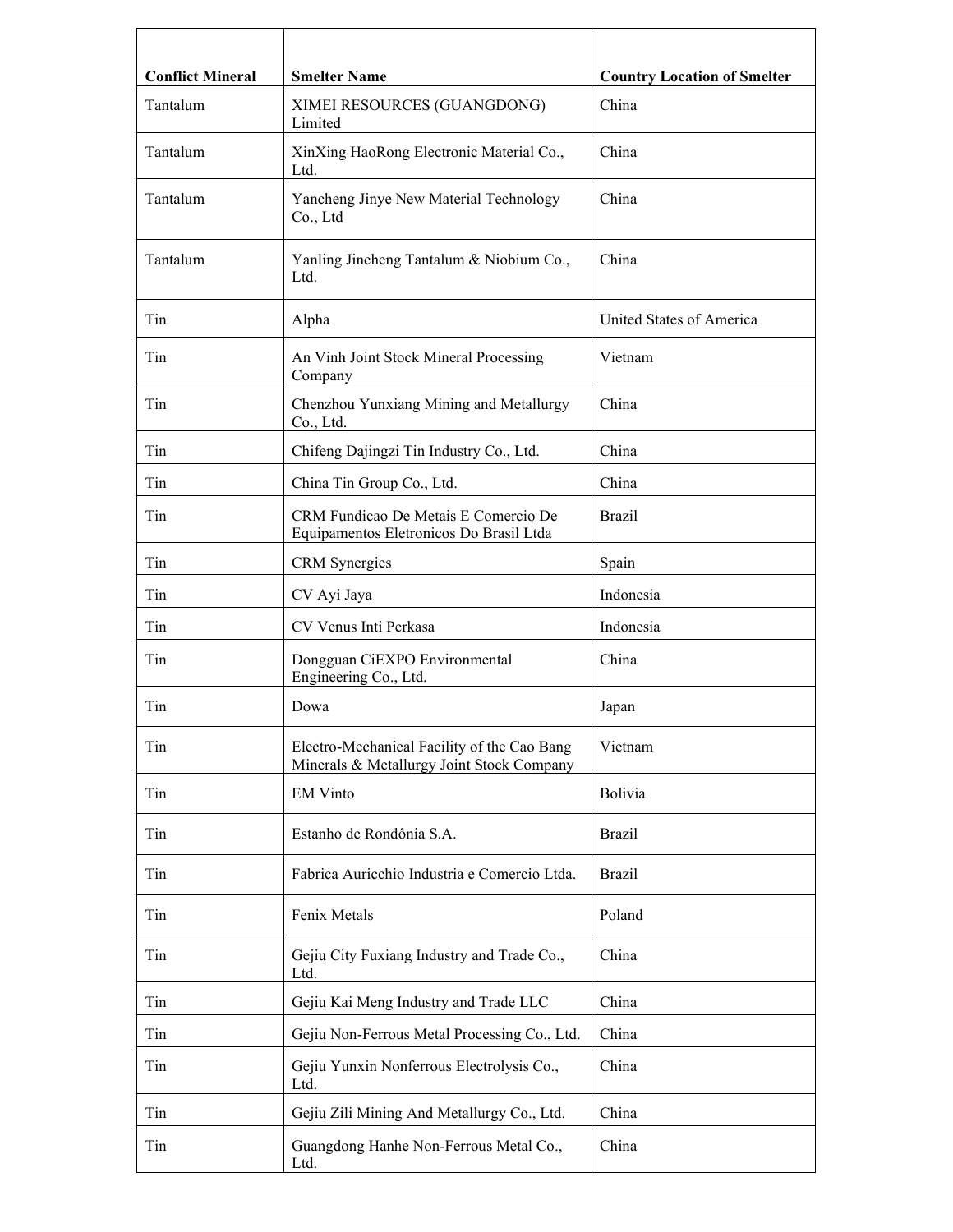| Conflict Mineral | Smelter Name | Country Location of Smelter |
|---|---|---|
| Tantalum | XIMEI RESOURCES (GUANGDONG) Limited | China |
| Tantalum | XinXing HaoRong Electronic Material Co., Ltd. | China |
| Tantalum | Yancheng Jinye New Material Technology Co., Ltd | China |
| Tantalum | Yanling Jincheng Tantalum & Niobium Co., Ltd. | China |
| Tin | Alpha | United States of America |
| Tin | An Vinh Joint Stock Mineral Processing Company | Vietnam |
| Tin | Chenzhou Yunxiang Mining and Metallurgy Co., Ltd. | China |
| Tin | Chifeng Dajingzi Tin Industry Co., Ltd. | China |
| Tin | China Tin Group Co., Ltd. | China |
| Tin | CRM Fundicao De Metais E Comercio De Equipamentos Eletronicos Do Brasil Ltda | Brazil |
| Tin | CRM Synergies | Spain |
| Tin | CV Ayi Jaya | Indonesia |
| Tin | CV Venus Inti Perkasa | Indonesia |
| Tin | Dongguan CiEXPO Environmental Engineering Co., Ltd. | China |
| Tin | Dowa | Japan |
| Tin | Electro-Mechanical Facility of the Cao Bang Minerals & Metallurgy Joint Stock Company | Vietnam |
| Tin | EM Vinto | Bolivia |
| Tin | Estanho de Rondônia S.A. | Brazil |
| Tin | Fabrica Auricchio Industria e Comercio Ltda. | Brazil |
| Tin | Fenix Metals | Poland |
| Tin | Gejiu City Fuxiang Industry and Trade Co., Ltd. | China |
| Tin | Gejiu Kai Meng Industry and Trade LLC | China |
| Tin | Gejiu Non-Ferrous Metal Processing Co., Ltd. | China |
| Tin | Gejiu Yunxin Nonferrous Electrolysis Co., Ltd. | China |
| Tin | Gejiu Zili Mining And Metallurgy Co., Ltd. | China |
| Tin | Guangdong Hanhe Non-Ferrous Metal Co., Ltd. | China |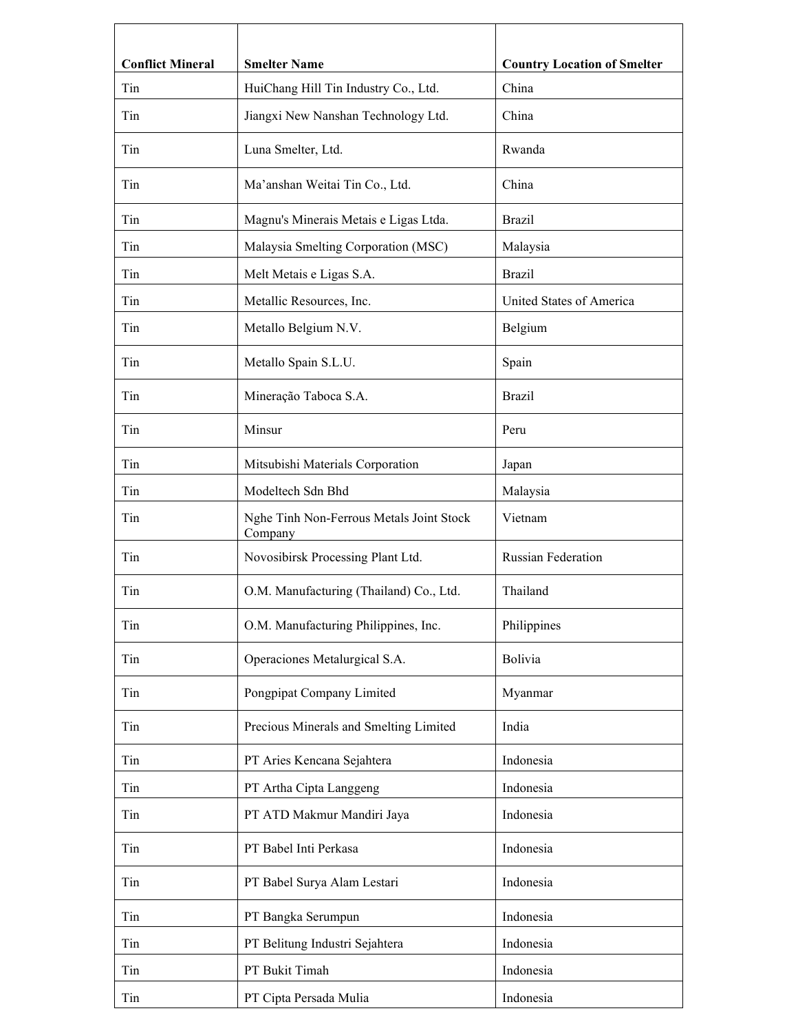| Conflict Mineral | Smelter Name | Country Location of Smelter |
|---|---|---|
| Tin | HuiChang Hill Tin Industry Co., Ltd. | China |
| Tin | Jiangxi New Nanshan Technology Ltd. | China |
| Tin | Luna Smelter, Ltd. | Rwanda |
| Tin | Ma’anshan Weitai Tin Co., Ltd. | China |
| Tin | Magnu's Minerais Metais e Ligas Ltda. | Brazil |
| Tin | Malaysia Smelting Corporation (MSC) | Malaysia |
| Tin | Melt Metais e Ligas S.A. | Brazil |
| Tin | Metallic Resources, Inc. | United States of America |
| Tin | Metallo Belgium N.V. | Belgium |
| Tin | Metallo Spain S.L.U. | Spain |
| Tin | Mineração Taboca S.A. | Brazil |
| Tin | Minsur | Peru |
| Tin | Mitsubishi Materials Corporation | Japan |
| Tin | Modeltech Sdn Bhd | Malaysia |
| Tin | Nghe Tinh Non-Ferrous Metals Joint Stock Company | Vietnam |
| Tin | Novosibirsk Processing Plant Ltd. | Russian Federation |
| Tin | O.M. Manufacturing (Thailand) Co., Ltd. | Thailand |
| Tin | O.M. Manufacturing Philippines, Inc. | Philippines |
| Tin | Operaciones Metalurgical S.A. | Bolivia |
| Tin | Pongpipat Company Limited | Myanmar |
| Tin | Precious Minerals and Smelting Limited | India |
| Tin | PT Aries Kencana Sejahtera | Indonesia |
| Tin | PT Artha Cipta Langgeng | Indonesia |
| Tin | PT ATD Makmur Mandiri Jaya | Indonesia |
| Tin | PT Babel Inti Perkasa | Indonesia |
| Tin | PT Babel Surya Alam Lestari | Indonesia |
| Tin | PT Bangka Serumpun | Indonesia |
| Tin | PT Belitung Industri Sejahtera | Indonesia |
| Tin | PT Bukit Timah | Indonesia |
| Tin | PT Cipta Persada Mulia | Indonesia |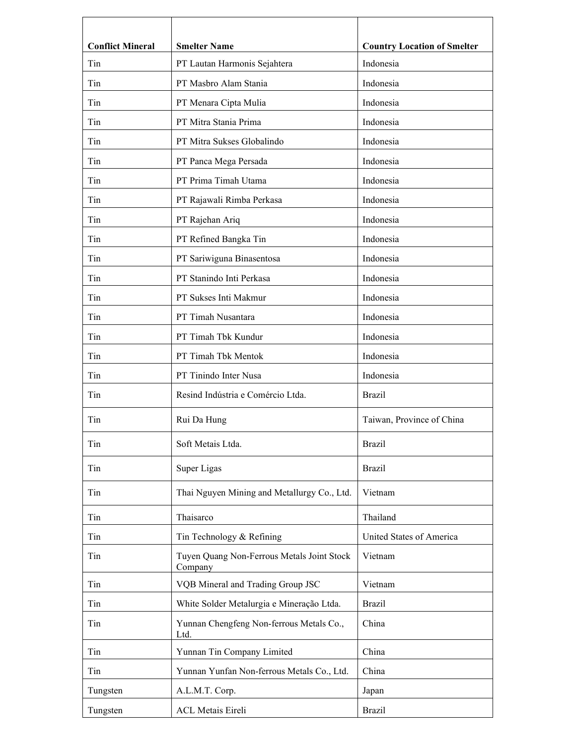| Conflict Mineral | Smelter Name | Country Location of Smelter |
|---|---|---|
| Tin | PT Lautan Harmonis Sejahtera | Indonesia |
| Tin | PT Masbro Alam Stania | Indonesia |
| Tin | PT Menara Cipta Mulia | Indonesia |
| Tin | PT Mitra Stania Prima | Indonesia |
| Tin | PT Mitra Sukses Globalindo | Indonesia |
| Tin | PT Panca Mega Persada | Indonesia |
| Tin | PT Prima Timah Utama | Indonesia |
| Tin | PT Rajawali Rimba Perkasa | Indonesia |
| Tin | PT Rajehan Ariq | Indonesia |
| Tin | PT Refined Bangka Tin | Indonesia |
| Tin | PT Sariwiguna Binasentosa | Indonesia |
| Tin | PT Stanindo Inti Perkasa | Indonesia |
| Tin | PT Sukses Inti Makmur | Indonesia |
| Tin | PT Timah Nusantara | Indonesia |
| Tin | PT Timah Tbk Kundur | Indonesia |
| Tin | PT Timah Tbk Mentok | Indonesia |
| Tin | PT Tinindo Inter Nusa | Indonesia |
| Tin | Resind Indústria e Comércio Ltda. | Brazil |
| Tin | Rui Da Hung | Taiwan, Province of China |
| Tin | Soft Metais Ltda. | Brazil |
| Tin | Super Ligas | Brazil |
| Tin | Thai Nguyen Mining and Metallurgy Co., Ltd. | Vietnam |
| Tin | Thaisarco | Thailand |
| Tin | Tin Technology & Refining | United States of America |
| Tin | Tuyen Quang Non-Ferrous Metals Joint Stock Company | Vietnam |
| Tin | VQB Mineral and Trading Group JSC | Vietnam |
| Tin | White Solder Metalurgia e Mineração Ltda. | Brazil |
| Tin | Yunnan Chengfeng Non-ferrous Metals Co., Ltd. | China |
| Tin | Yunnan Tin Company Limited | China |
| Tin | Yunnan Yunfan Non-ferrous Metals Co., Ltd. | China |
| Tungsten | A.L.M.T. Corp. | Japan |
| Tungsten | ACL Metais Eireli | Brazil |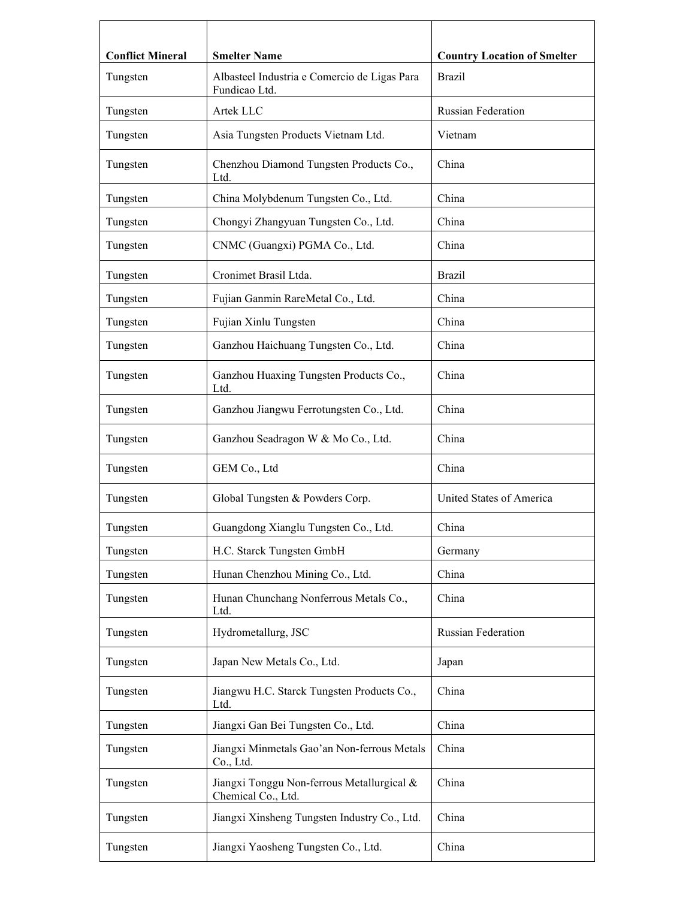| Conflict Mineral | Smelter Name | Country Location of Smelter |
| --- | --- | --- |
| Tungsten | Albasteel Industria e Comercio de Ligas Para Fundicao Ltd. | Brazil |
| Tungsten | Artek LLC | Russian Federation |
| Tungsten | Asia Tungsten Products Vietnam Ltd. | Vietnam |
| Tungsten | Chenzhou Diamond Tungsten Products Co., Ltd. | China |
| Tungsten | China Molybdenum Tungsten Co., Ltd. | China |
| Tungsten | Chongyi Zhangyuan Tungsten Co., Ltd. | China |
| Tungsten | CNMC (Guangxi) PGMA Co., Ltd. | China |
| Tungsten | Cronimet Brasil Ltda. | Brazil |
| Tungsten | Fujian Ganmin RareMetal Co., Ltd. | China |
| Tungsten | Fujian Xinlu Tungsten | China |
| Tungsten | Ganzhou Haichuang Tungsten Co., Ltd. | China |
| Tungsten | Ganzhou Huaxing Tungsten Products Co., Ltd. | China |
| Tungsten | Ganzhou Jiangwu Ferrotungsten Co., Ltd. | China |
| Tungsten | Ganzhou Seadragon W & Mo Co., Ltd. | China |
| Tungsten | GEM Co., Ltd | China |
| Tungsten | Global Tungsten & Powders Corp. | United States of America |
| Tungsten | Guangdong Xianglu Tungsten Co., Ltd. | China |
| Tungsten | H.C. Starck Tungsten GmbH | Germany |
| Tungsten | Hunan Chenzhou Mining Co., Ltd. | China |
| Tungsten | Hunan Chunchang Nonferrous Metals Co., Ltd. | China |
| Tungsten | Hydrometallurg, JSC | Russian Federation |
| Tungsten | Japan New Metals Co., Ltd. | Japan |
| Tungsten | Jiangwu H.C. Starck Tungsten Products Co., Ltd. | China |
| Tungsten | Jiangxi Gan Bei Tungsten Co., Ltd. | China |
| Tungsten | Jiangxi Minmetals Gao'an Non-ferrous Metals Co., Ltd. | China |
| Tungsten | Jiangxi Tonggu Non-ferrous Metallurgical & Chemical Co., Ltd. | China |
| Tungsten | Jiangxi Xinsheng Tungsten Industry Co., Ltd. | China |
| Tungsten | Jiangxi Yaosheng Tungsten Co., Ltd. | China |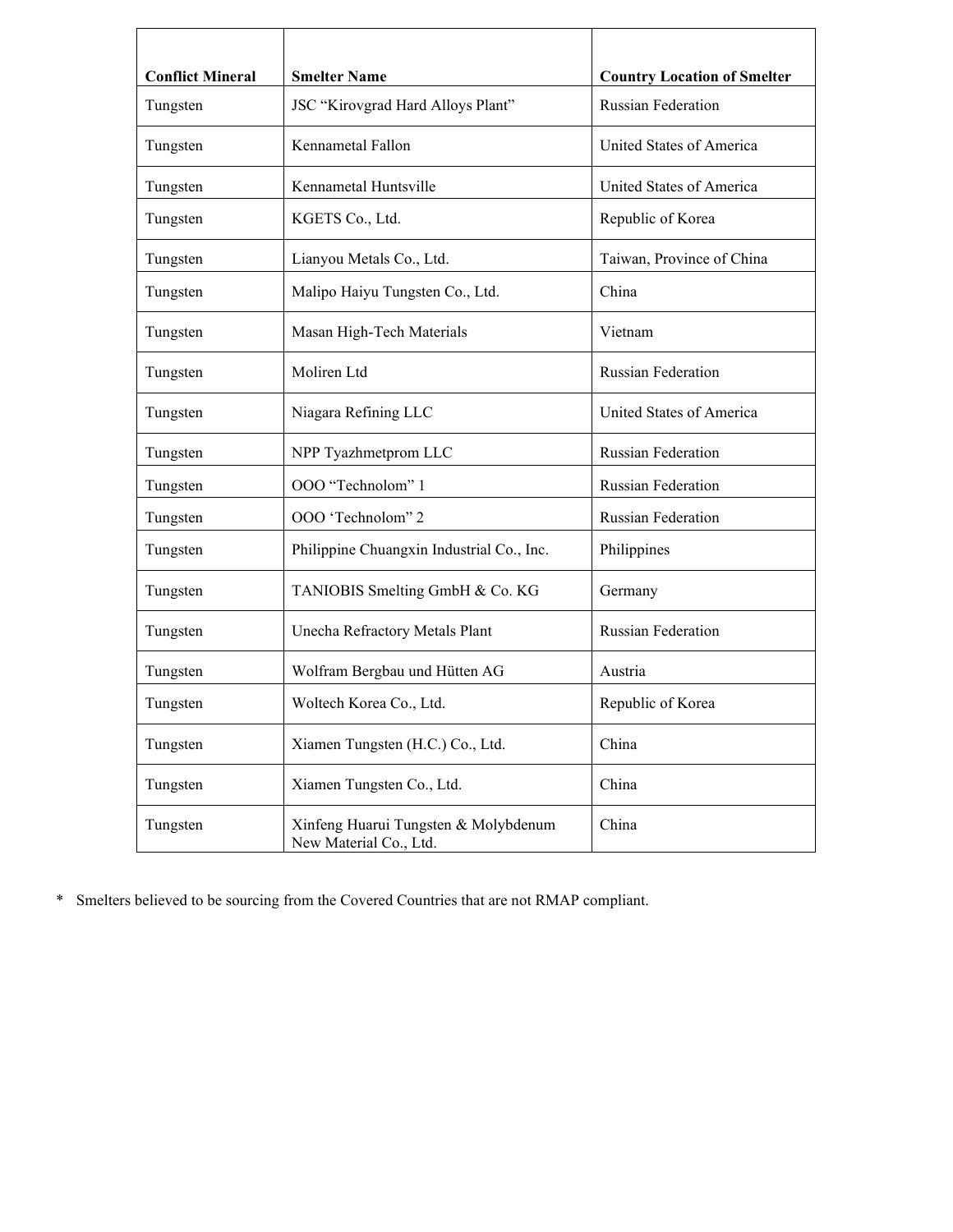| Conflict Mineral | Smelter Name | Country Location of Smelter |
| --- | --- | --- |
| Tungsten | JSC “Kirovgrad Hard Alloys Plant” | Russian Federation |
| Tungsten | Kennametal Fallon | United States of America |
| Tungsten | Kennametal Huntsville | United States of America |
| Tungsten | KGETS Co., Ltd. | Republic of Korea |
| Tungsten | Lianyou Metals Co., Ltd. | Taiwan, Province of China |
| Tungsten | Malipo Haiyu Tungsten Co., Ltd. | China |
| Tungsten | Masan High-Tech Materials | Vietnam |
| Tungsten | Moliren Ltd | Russian Federation |
| Tungsten | Niagara Refining LLC | United States of America |
| Tungsten | NPP Tyazhmetprom LLC | Russian Federation |
| Tungsten | OOO “Technolom” 1 | Russian Federation |
| Tungsten | OOO ‘Technolom” 2 | Russian Federation |
| Tungsten | Philippine Chuangxin Industrial Co., Inc. | Philippines |
| Tungsten | TANIOBIS Smelting GmbH & Co. KG | Germany |
| Tungsten | Unecha Refractory Metals Plant | Russian Federation |
| Tungsten | Wolfram Bergbau und Hütten AG | Austria |
| Tungsten | Woltech Korea Co., Ltd. | Republic of Korea |
| Tungsten | Xiamen Tungsten (H.C.) Co., Ltd. | China |
| Tungsten | Xiamen Tungsten Co., Ltd. | China |
| Tungsten | Xinfeng Huarui Tungsten & Molybdenum New Material Co., Ltd. | China |

\* Smelters believed to be sourcing from the Covered Countries that are not RMAP compliant.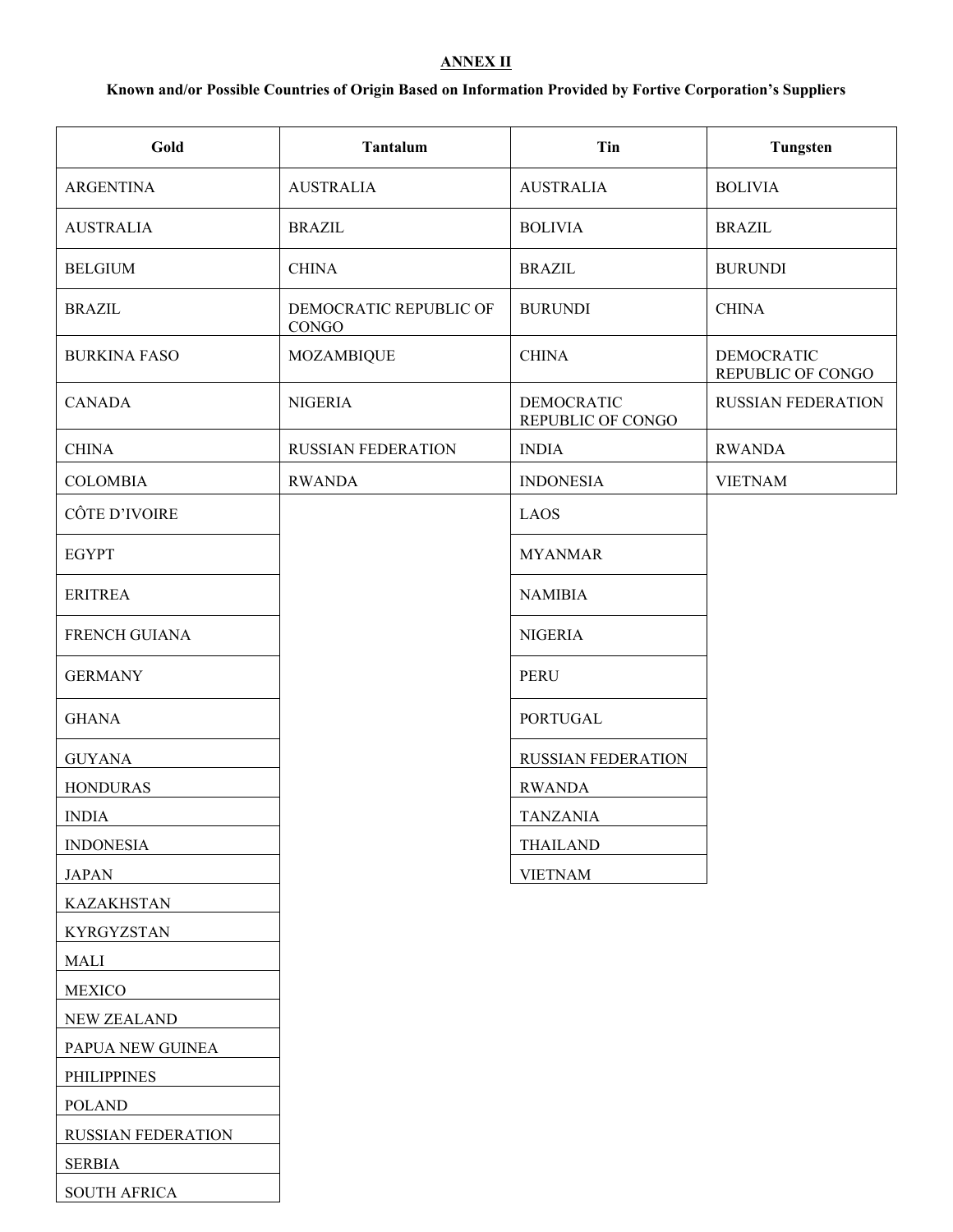**ANNEX II**

**Known and/or Possible Countries of Origin Based on Information Provided by Fortive Corporation's Suppliers**

| Gold | Tantalum | Tin | Tungsten |
|---|---|---|---|
| ARGENTINA | AUSTRALIA | AUSTRALIA | BOLIVIA |
| AUSTRALIA | BRAZIL | BOLIVIA | BRAZIL |
| BELGIUM | CHINA | BRAZIL | BURUNDI |
| BRAZIL | DEMOCRATIC REPUBLIC OF CONGO | BURUNDI | CHINA |
| BURKINA FASO | MOZAMBIQUE | CHINA | DEMOCRATIC REPUBLIC OF CONGO |
| CANADA | NIGERIA | DEMOCRATIC REPUBLIC OF CONGO | RUSSIAN FEDERATION |
| CHINA | RUSSIAN FEDERATION | INDIA | RWANDA |
| COLOMBIA | RWANDA | INDONESIA | VIETNAM |
| CÔTE D'IVOIRE | | LAOS | |
| EGYPT | | MYANMAR | |
| ERITREA | | NAMIBIA | |
| FRENCH GUIANA | | NIGERIA | |
| GERMANY | | PERU | |
| GHANA | | PORTUGAL | |
| GUYANA | | RUSSIAN FEDERATION | |
| HONDURAS | | RWANDA | |
| INDIA | | TANZANIA | |
| INDONESIA | | THAILAND | |
| JAPAN | | VIETNAM | |
| KAZAKHSTAN | | | |
| KYRGYZSTAN | | | |
| MALI | | | |
| MEXICO | | | |
| NEW ZEALAND | | | |
| PAPUA NEW GUINEA | | | |
| PHILIPPINES | | | |
| POLAND | | | |
| RUSSIAN FEDERATION | | | |
| SERBIA | | | |
| SOUTH AFRICA | | | |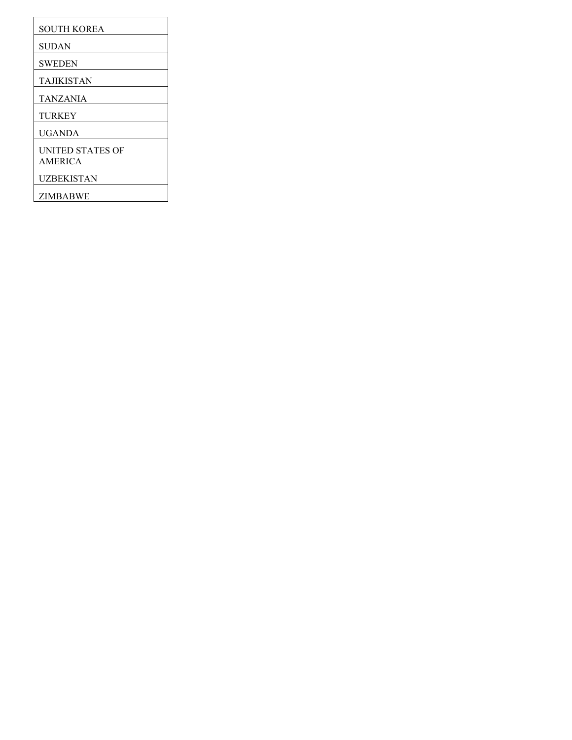| |
|---|
| SOUTH KOREA |
| SUDAN |
| SWEDEN |
| TAJIKISTAN |
| TANZANIA |
| TURKEY |
| UGANDA |
| UNITED STATES OF AMERICA |
| UZBEKISTAN |
| ZIMBABWE |